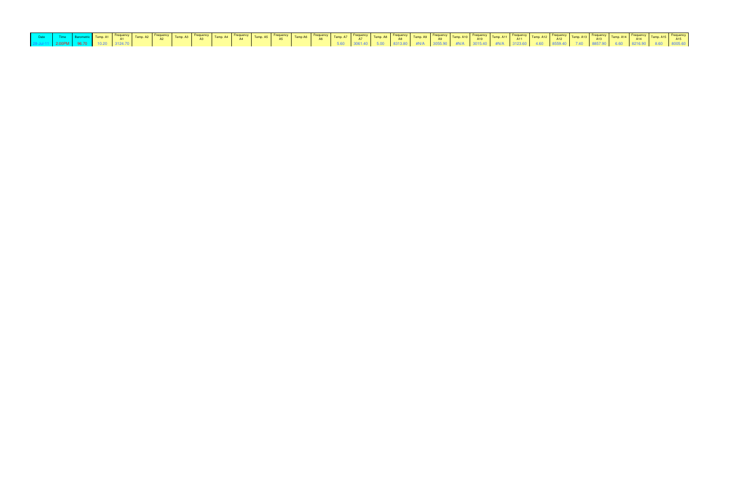| Date | Time | Barometric | Temp. A1 | Frequency A1 | Temp. A2 | Frequency A2 | Temp. A3 | Frequency A3 | Temp. A4 | Frequency A4 | Temp. A5 | Frequency A5 | Temp A6 | Frequency A6 | Temp. A7 | Frequency A7 | Temp. A8 | Frequency A8 | Temp. A9 | Frequency A9 | Temp. A10 | Frequency A10 | Temp. A11 | Frequency A11 | Temp. A12 | Frequency A12 | Temp. A13 | Frequency A13 | Temp. A14 | Frequency A14 | Temp. A15 | Frequency A15 |
|---|---|---|---|---|---|---|---|---|---|---|---|---|---|---|---|---|---|---|---|---|---|---|---|---|---|---|---|---|---|---|---|---|
| 28-Jul-11 | 2:00PM | 96.70 | 10.20 | 3124.70 | | | | | | | | | | | 5.60 | 3061.40 | 5.00 | 8313.80 | #N/A | 3055.90 | #N/A | 3015.40 | #N/A | 3123.60 | 4.60 | 8559.40 | 7.40 | 8857.90 | 6.60 | 8216.90 | 8.60 | 8005.60 |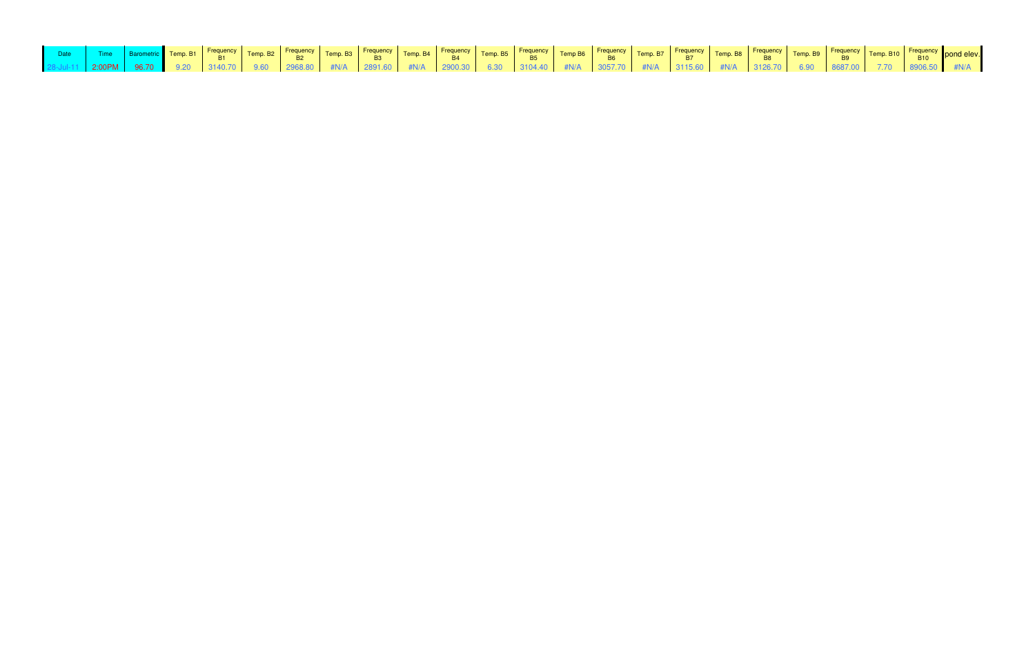| Date | Time | Barometric | Temp. B1 | Frequency B1 | Temp. B2 | Frequency B2 | Temp. B3 | Frequency B3 | Temp. B4 | Frequency B4 | Temp. B5 | Frequency B5 | Temp B6 | Frequency B6 | Temp. B7 | Frequency B7 | Temp. B8 | Frequency B8 | Temp. B9 | Frequency B9 | Temp. B10 | Frequency B10 | pond elev. |
|---|---|---|---|---|---|---|---|---|---|---|---|---|---|---|---|---|---|---|---|---|---|---|---|
| 28-Jul-11 | 2:00PM | 96.70 | 9.20 | 3140.70 | 9.60 | 2968.80 | #N/A | 2891.60 | #N/A | 2900.30 | 6.30 | 3104.40 | #N/A | 3057.70 | #N/A | 3115.60 | #N/A | 3126.70 | 6.90 | 8687.00 | 7.70 | 8906.50 | #N/A |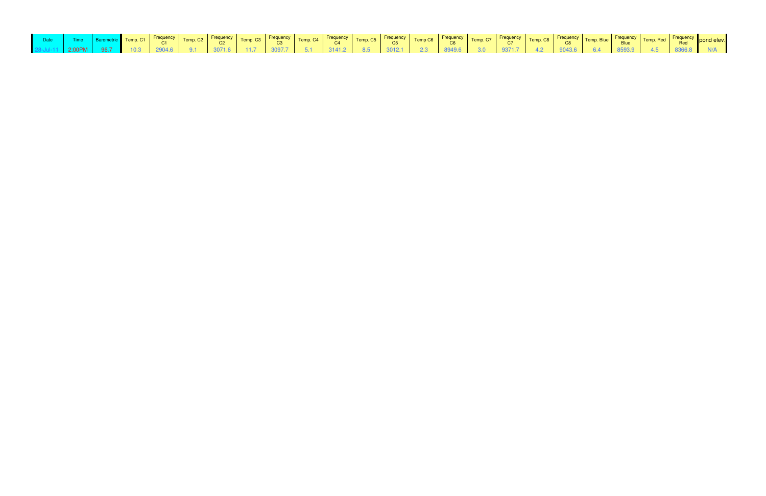| Date | Time | Barometric | Temp. C1 | Frequency C1 | Temp. C2 | Frequency C2 | Temp. C3 | Frequency C3 | Temp. C4 | Frequency C4 | Temp. C5 | Frequency C5 | Temp C6 | Frequency C6 | Temp. C7 | Frequency C7 | Temp. C8 | Frequency C8 | Temp. Blue | Frequency Blue | Temp. Red | Frequency Red | pond elev. |
|---|---|---|---|---|---|---|---|---|---|---|---|---|---|---|---|---|---|---|---|---|---|---|---|
| 28-Jul-11 | 2:00PM | 96.7 | 10.3 | 2904.6 | 9.1 | 3071.6 | 11.7 | 3097.7 | 5.1 | 3141.2 | 8.5 | 3012.1 | 2.3 | 8949.6 | 3.0 | 9371.7 | 4.2 | 9043.6 | 6.4 | 8593.9 | 4.5 | 8366.8 | N/A |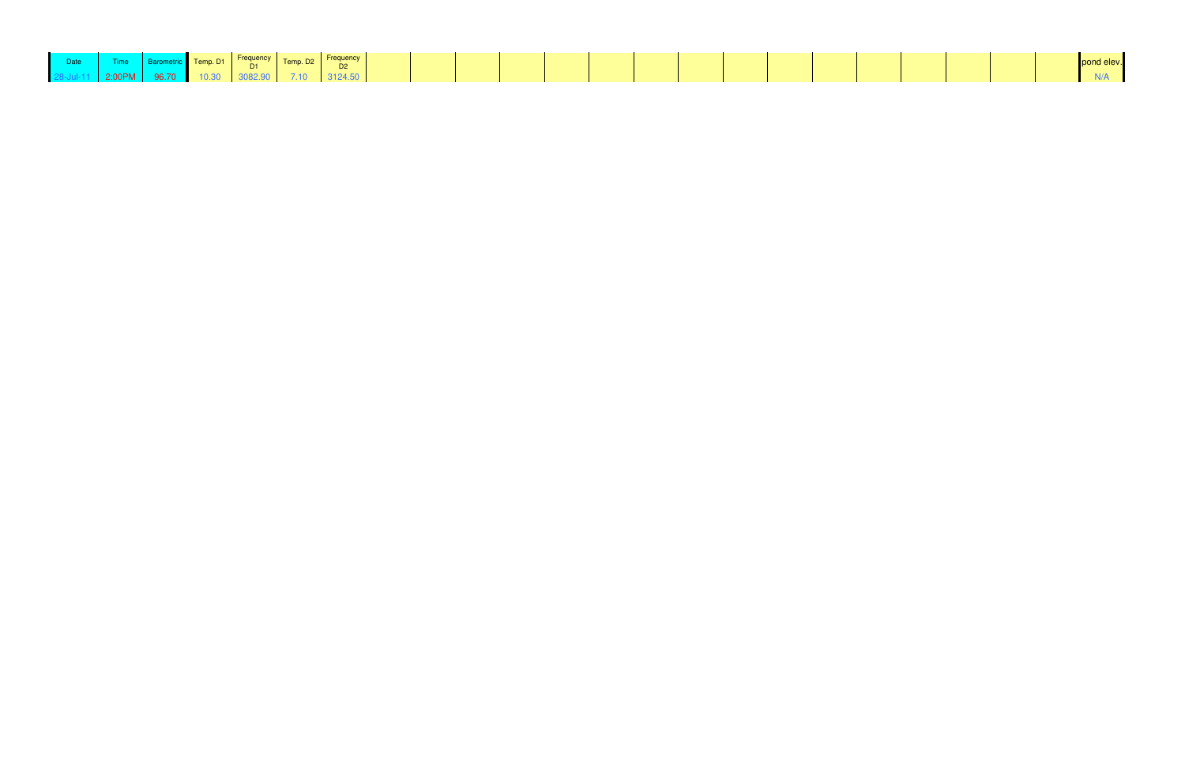| Date | Time | Barometric | Temp. D1 | Frequency D1 | Temp. D2 | Frequency D2 | | | | | | | | | | | | | | | | | pond elev. |
|---|---|---|---|---|---|---|---|---|---|---|---|---|---|---|---|---|---|---|---|---|---|---|---|
| 28-Jul-11 | 2:00PM | 96.70 | 10.30 | 3082.90 | 7.10 | 3124.50 | | | | | | | | | | | | | | | | | N/A |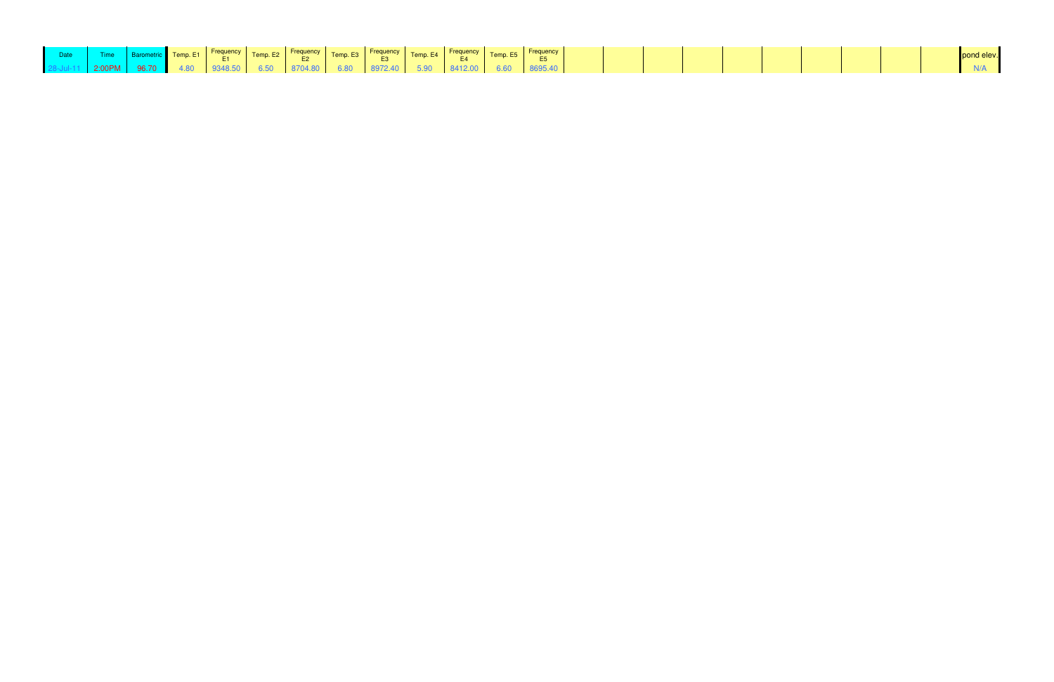| Date | Time | Barometric | Temp. E1 | Frequency E1 | Temp. E2 | Frequency E2 | Temp. E3 | Frequency E3 | Temp. E4 | Frequency E4 | Temp. E5 | Frequency E5 | | | | | | | | | | | pond elev. |
|---|---|---|---|---|---|---|---|---|---|---|---|---|---|---|---|---|---|---|---|---|---|---|---|
| 28-Jul-11 | 2:00PM | 96.70 | 4.80 | 9348.50 | 6.50 | 8704.80 | 6.80 | 8972.40 | 5.90 | 8412.00 | 6.60 | 8695.40 | | | | | | | | | | | N/A |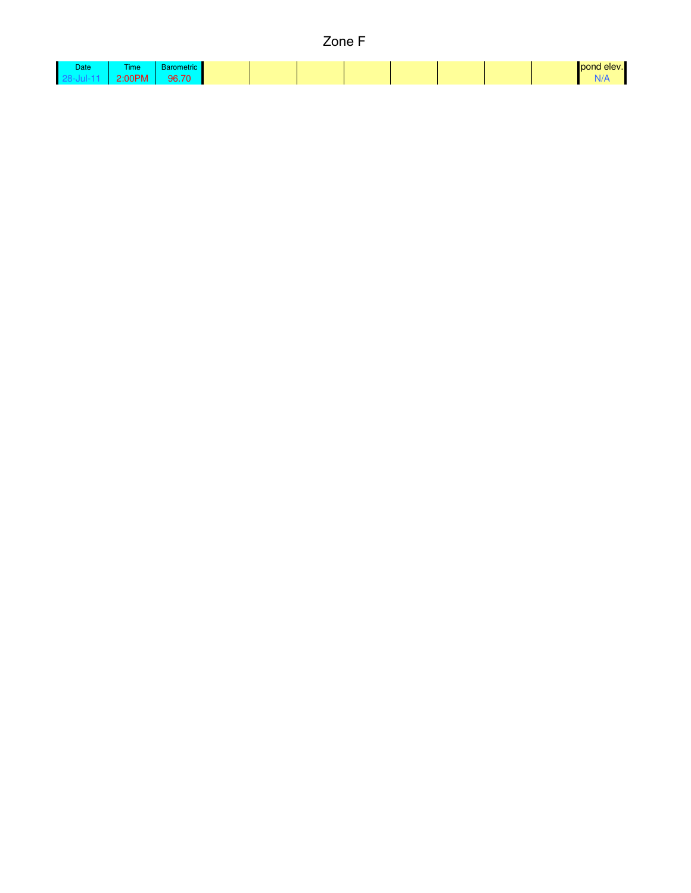# Zone F

| Date | Time | Barometric | | | | | | | | | pond elev. |
|---|---|---|---|---|---|---|---|---|---|---|---|
| 28-Jul-11 | 2:00PM | 96.70 | | | | | | | | | N/A |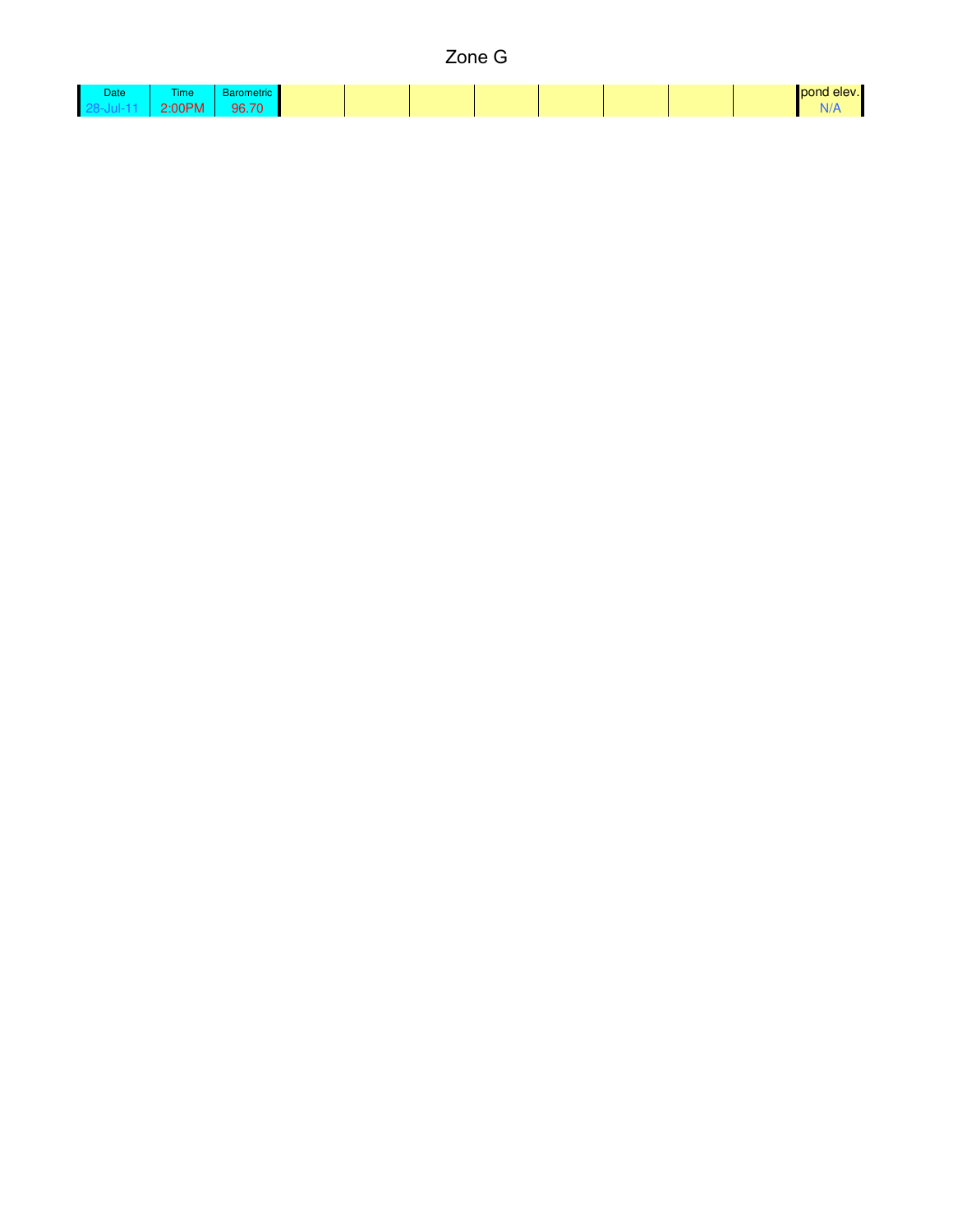# Zone G

| Date | Time | Barometric | | | | | | | | | pond elev. |
|---|---|---|---|---|---|---|---|---|---|---|---|
| 28-Jul-11 | 2:00PM | 96.70 | | | | | | | | | N/A |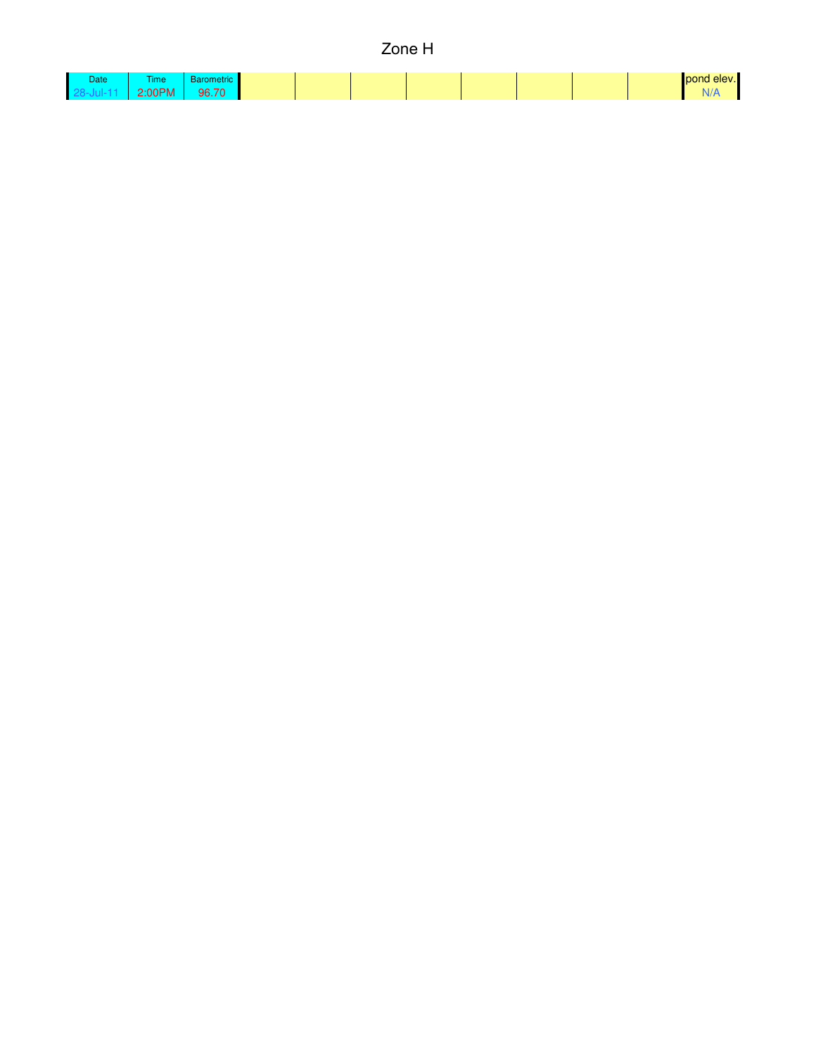# Zone H

| Date | Time | Barometric | | | | | | | | | pond elev. |
|---|---|---|---|---|---|---|---|---|---|---|---|
| 28-Jul-11 | 2:00PM | 96.70 | | | | | | | | | N/A |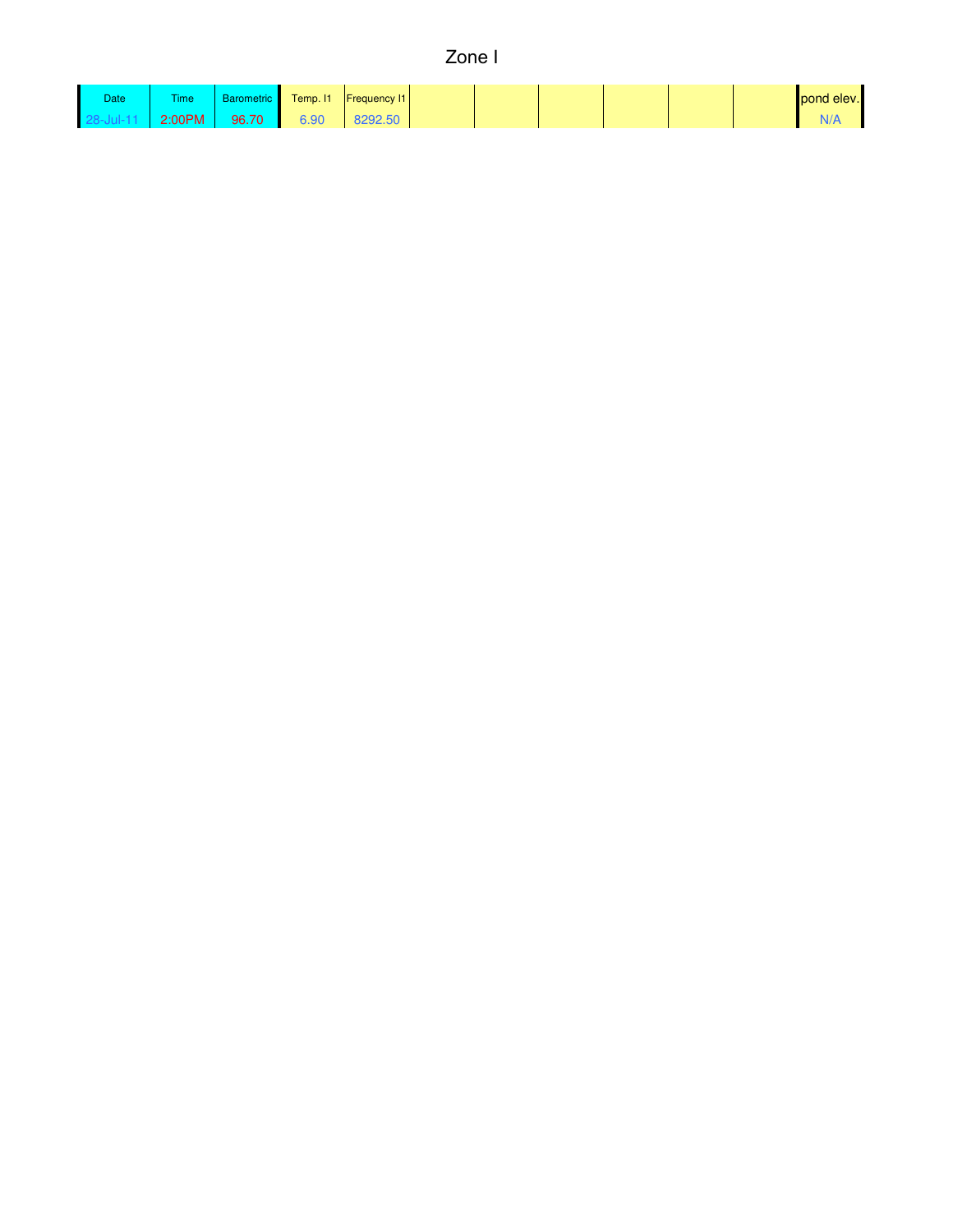# Zone I

| Date | Time | Barometric | Temp. I1 | Frequency I1 | | | | | | pond elev. |
|---|---|---|---|---|---|---|---|---|---|---|
| 28-Jul-11 | 2:00PM | 96.70 | 6.90 | 8292.50 | | | | | | N/A |